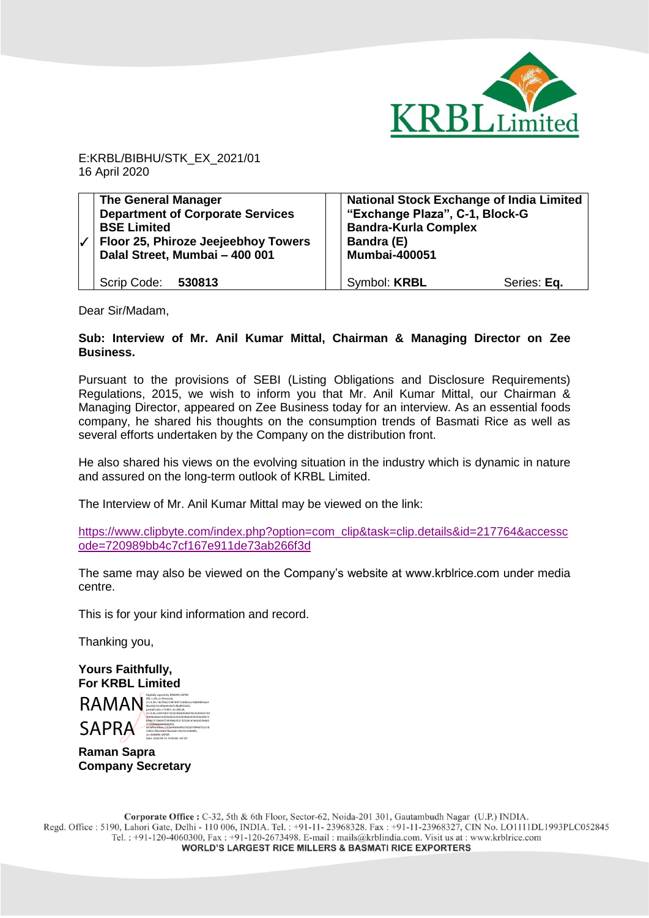E:KRBL/BIBHU/STK_EX_2021/01
16 April 2020

| | |
|---|---|
| ✓ **The General Manager**<br>**Department of Corporate Services**<br>**BSE Limited**<br>**Floor 25, Phiroze Jeejeebhoy Towers**<br>**Dalal Street, Mumbai – 400 001** | **National Stock Exchange of India Limited**<br>**"Exchange Plaza", C-1, Block-G**<br>**Bandra-Kurla Complex**<br>**Bandra (E)**<br>**Mumbai-400051** |
| Scrip Code: **530813** | Symbol: **KRBL** Series: **Eq.** |

Dear Sir/Madam,

**Sub: Interview of Mr. Anil Kumar Mittal, Chairman & Managing Director on Zee Business.**

Pursuant to the provisions of SEBI (Listing Obligations and Disclosure Requirements) Regulations, 2015, we wish to inform you that Mr. Anil Kumar Mittal, our Chairman & Managing Director, appeared on Zee Business today for an interview. As an essential foods company, he shared his thoughts on the consumption trends of Basmati Rice as well as several efforts undertaken by the Company on the distribution front.

He also shared his views on the evolving situation in the industry which is dynamic in nature and assured on the long-term outlook of KRBL Limited.

The Interview of Mr. Anil Kumar Mittal may be viewed on the link:

https://www.clipbyte.com/index.php?option=com_clip&task=clip.details&id=217764&accesscode=720989bb4c7cf167e911de73ab266f3d

The same may also be viewed on the Company's website at www.krblrice.com under media centre.

This is for your kind information and record.

Thanking you,

**Yours Faithfully,**
**For KRBL Limited**

RAMAN SAPRA

**Raman Sapra**
**Company Secretary**

Corporate Office : C-32, 5th & 6th Floor, Sector-62, Noida-201 301, Gautambudh Nagar (U.P.) INDIA.
Regd. Office : 5190, Lahori Gate, Delhi - 110 006, INDIA. Tel. : +91-11- 23968328. Fax : +91-11-23968327, CIN No. LO1111DL1993PLC052845
Tel. : +91-120-4060300, Fax : +91-120-2673498. E-mail : mails@krblindia.com. Visit us at : www.krblrice.com
**WORLD'S LARGEST RICE MILLERS & BASMATI RICE EXPORTERS**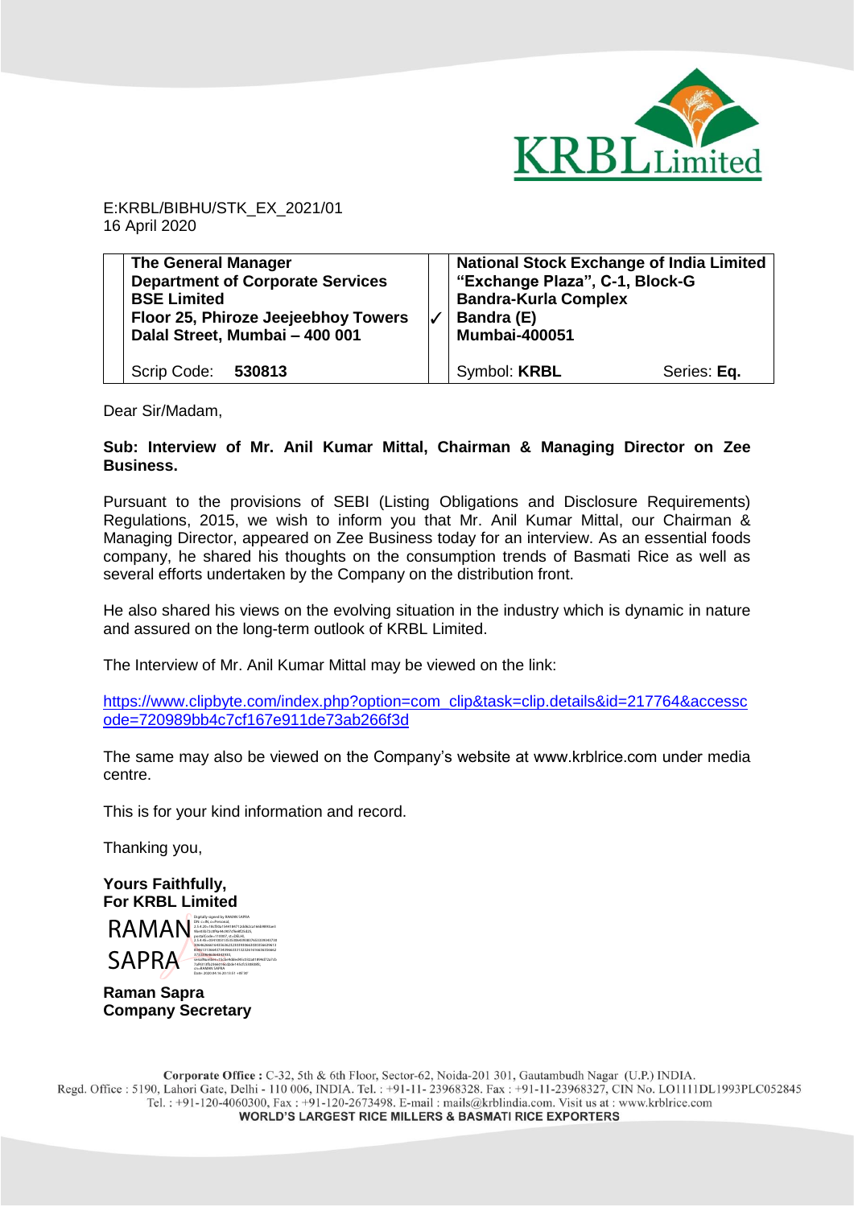E:KRBL/BIBHU/STK_EX_2021/01
16 April 2020

| | | | | |
|---|---|---|---|---|
| | **The General Manager**<br>**Department of Corporate Services**<br>**BSE Limited**<br>**Floor 25, Phiroze Jeejeebhoy Towers**<br>**Dalal Street, Mumbai – 400 001** | ✓ | **National Stock Exchange of India Limited**<br>**"Exchange Plaza", C-1, Block-G**<br>**Bandra-Kurla Complex**<br>**Bandra (E)**<br>**Mumbai-400051** | |
| | Scrip Code: **530813** | | Symbol: **KRBL** | Series: **Eq.** |

Dear Sir/Madam,

**Sub: Interview of Mr. Anil Kumar Mittal, Chairman & Managing Director on Zee Business.**

Pursuant to the provisions of SEBI (Listing Obligations and Disclosure Requirements) Regulations, 2015, we wish to inform you that Mr. Anil Kumar Mittal, our Chairman & Managing Director, appeared on Zee Business today for an interview. As an essential foods company, he shared his thoughts on the consumption trends of Basmati Rice as well as several efforts undertaken by the Company on the distribution front.

He also shared his views on the evolving situation in the industry which is dynamic in nature and assured on the long-term outlook of KRBL Limited.

The Interview of Mr. Anil Kumar Mittal may be viewed on the link:

https://www.clipbyte.com/index.php?option=com_clip&task=clip.details&id=217764&accesscode=720989bb4c7cf167e911de73ab266f3d

The same may also be viewed on the Company's website at www.krblrice.com under media centre.

This is for your kind information and record.

Thanking you,

**Yours Faithfully,**
**For KRBL Limited**

RAMAN SAPRA

**Raman Sapra**
**Company Secretary**